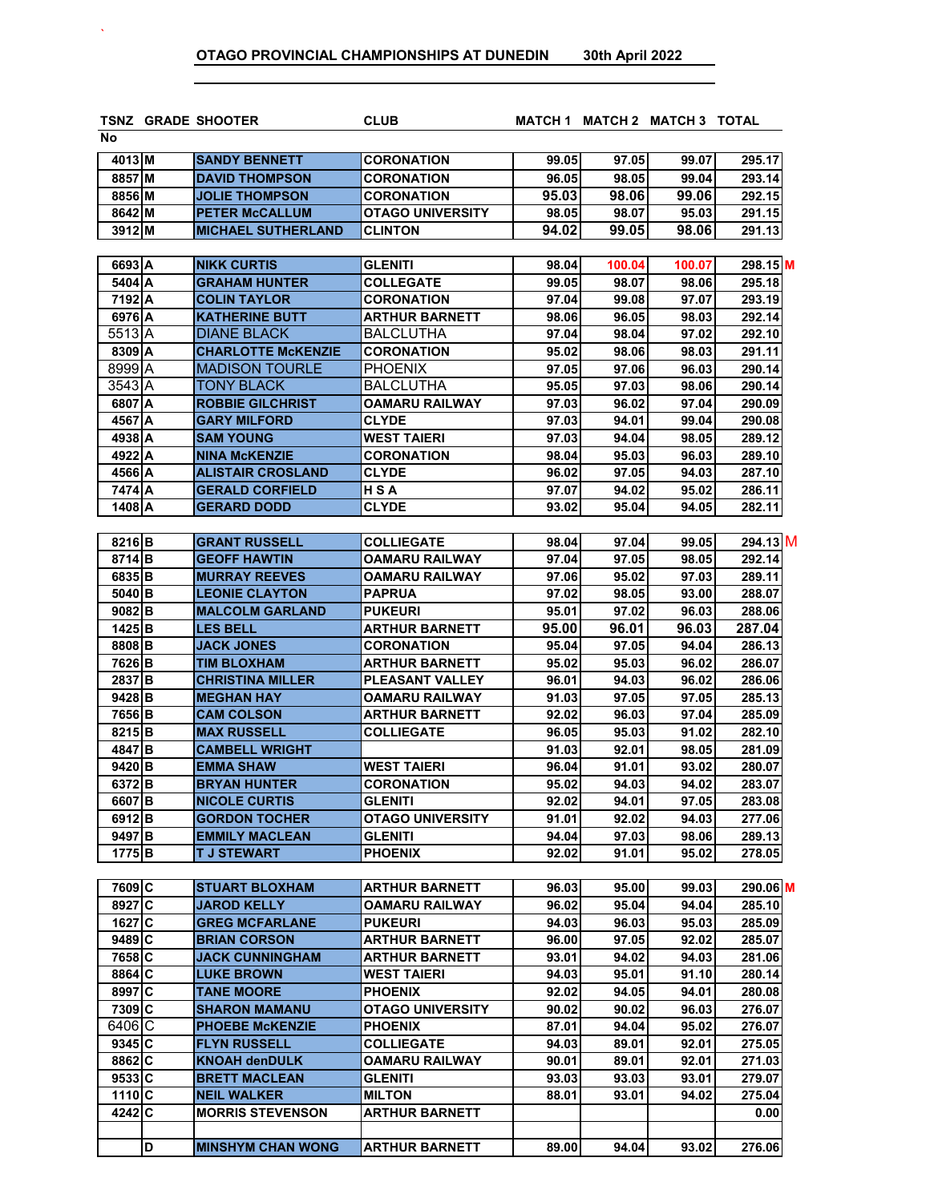# OTAGO PROVINCIAL CHAMPIONSHIPS AT DUNEDIN 30th April 2022

| TSNZ No | GRADE | SHOOTER | CLUB | MATCH 1 | MATCH 2 | MATCH 3 | TOTAL | |
|---|---|---|---|---|---|---|---|---|
| 4013 | M | SANDY BENNETT | CORONATION | 99.05 | 97.05 | 99.07 | 295.17 | |
| 8857 | M | DAVID THOMPSON | CORONATION | 96.05 | 98.05 | 99.04 | 293.14 | |
| 8856 | M | JOLIE THOMPSON | CORONATION | 95.03 | 98.06 | 99.06 | 292.15 | |
| 8642 | M | PETER McCALLUM | OTAGO UNIVERSITY | 98.05 | 98.07 | 95.03 | 291.15 | |
| 3912 | M | MICHAEL SUTHERLAND | CLINTON | 94.02 | 99.05 | 98.06 | 291.13 | |
| | | | | | | | | |
| 6693 | A | NIKK CURTIS | GLENITI | 98.04 | 100.04 | 100.07 | 298.15 | M |
| 5404 | A | GRAHAM HUNTER | COLLEGATE | 99.05 | 98.07 | 98.06 | 295.18 | |
| 7192 | A | COLIN TAYLOR | CORONATION | 97.04 | 99.08 | 97.07 | 293.19 | |
| 6976 | A | KATHERINE BUTT | ARTHUR BARNETT | 98.06 | 96.05 | 98.03 | 292.14 | |
| 5513 | A | DIANE BLACK | BALCLUTHA | 97.04 | 98.04 | 97.02 | 292.10 | |
| 8309 | A | CHARLOTTE McKENZIE | CORONATION | 95.02 | 98.06 | 98.03 | 291.11 | |
| 8999 | A | MADISON TOURLE | PHOENIX | 97.05 | 97.06 | 96.03 | 290.14 | |
| 3543 | A | TONY BLACK | BALCLUTHA | 95.05 | 97.03 | 98.06 | 290.14 | |
| 6807 | A | ROBBIE GILCHRIST | OAMARU RAILWAY | 97.03 | 96.02 | 97.04 | 290.09 | |
| 4567 | A | GARY MILFORD | CLYDE | 97.03 | 94.01 | 99.04 | 290.08 | |
| 4938 | A | SAM YOUNG | WEST TAIERI | 97.03 | 94.04 | 98.05 | 289.12 | |
| 4922 | A | NINA McKENZIE | CORONATION | 98.04 | 95.03 | 96.03 | 289.10 | |
| 4566 | A | ALISTAIR CROSLAND | CLYDE | 96.02 | 97.05 | 94.03 | 287.10 | |
| 7474 | A | GERALD CORFIELD | H S A | 97.07 | 94.02 | 95.02 | 286.11 | |
| 1408 | A | GERARD DODD | CLYDE | 93.02 | 95.04 | 94.05 | 282.11 | |
| | | | | | | | | |
| 8216 | B | GRANT RUSSELL | COLLIEGATE | 98.04 | 97.04 | 99.05 | 294.13 | M |
| 8714 | B | GEOFF HAWTIN | OAMARU RAILWAY | 97.04 | 97.05 | 98.05 | 292.14 | |
| 6835 | B | MURRAY REEVES | OAMARU RAILWAY | 97.06 | 95.02 | 97.03 | 289.11 | |
| 5040 | B | LEONIE CLAYTON | PAPRUA | 97.02 | 98.05 | 93.00 | 288.07 | |
| 9082 | B | MALCOLM GARLAND | PUKEURI | 95.01 | 97.02 | 96.03 | 288.06 | |
| 1425 | B | LES BELL | ARTHUR BARNETT | 95.00 | 96.01 | 96.03 | 287.04 | |
| 8808 | B | JACK JONES | CORONATION | 95.04 | 97.05 | 94.04 | 286.13 | |
| 7626 | B | TIM BLOXHAM | ARTHUR BARNETT | 95.02 | 95.03 | 96.02 | 286.07 | |
| 2837 | B | CHRISTINA MILLER | PLEASANT VALLEY | 96.01 | 94.03 | 96.02 | 286.06 | |
| 9428 | B | MEGHAN HAY | OAMARU RAILWAY | 91.03 | 97.05 | 97.05 | 285.13 | |
| 7656 | B | CAM COLSON | ARTHUR BARNETT | 92.02 | 96.03 | 97.04 | 285.09 | |
| 8215 | B | MAX RUSSELL | COLLIEGATE | 96.05 | 95.03 | 91.02 | 282.10 | |
| 4847 | B | CAMBELL WRIGHT | | 91.03 | 92.01 | 98.05 | 281.09 | |
| 9420 | B | EMMA SHAW | WEST TAIERI | 96.04 | 91.01 | 93.02 | 280.07 | |
| 6372 | B | BRYAN HUNTER | CORONATION | 95.02 | 94.03 | 94.02 | 283.07 | |
| 6607 | B | NICOLE CURTIS | GLENITI | 92.02 | 94.01 | 97.05 | 283.08 | |
| 6912 | B | GORDON TOCHER | OTAGO UNIVERSITY | 91.01 | 92.02 | 94.03 | 277.06 | |
| 9497 | B | EMMILY MACLEAN | GLENITI | 94.04 | 97.03 | 98.06 | 289.13 | |
| 1775 | B | T J STEWART | PHOENIX | 92.02 | 91.01 | 95.02 | 278.05 | |
| | | | | | | | | |
| 7609 | C | STUART BLOXHAM | ARTHUR BARNETT | 96.03 | 95.00 | 99.03 | 290.06 | M |
| 8927 | C | JAROD KELLY | OAMARU RAILWAY | 96.02 | 95.04 | 94.04 | 285.10 | |
| 1627 | C | GREG MCFARLANE | PUKEURI | 94.03 | 96.03 | 95.03 | 285.09 | |
| 9489 | C | BRIAN CORSON | ARTHUR BARNETT | 96.00 | 97.05 | 92.02 | 285.07 | |
| 7658 | C | JACK CUNNINGHAM | ARTHUR BARNETT | 93.01 | 94.02 | 94.03 | 281.06 | |
| 8864 | C | LUKE BROWN | WEST TAIERI | 94.03 | 95.01 | 91.10 | 280.14 | |
| 8997 | C | TANE MOORE | PHOENIX | 92.02 | 94.05 | 94.01 | 280.08 | |
| 7309 | C | SHARON MAMANU | OTAGO UNIVERSITY | 90.02 | 90.02 | 96.03 | 276.07 | |
| 6406 | C | PHOEBE McKENZIE | PHOENIX | 87.01 | 94.04 | 95.02 | 276.07 | |
| 9345 | C | FLYN RUSSELL | COLLIEGATE | 94.03 | 89.01 | 92.01 | 275.05 | |
| 8862 | C | KNOAH denDULK | OAMARU RAILWAY | 90.01 | 89.01 | 92.01 | 271.03 | |
| 9533 | C | BRETT MACLEAN | GLENITI | 93.03 | 93.03 | 93.01 | 279.07 | |
| 1110 | C | NEIL WALKER | MILTON | 88.01 | 93.01 | 94.02 | 275.04 | |
| 4242 | C | MORRIS STEVENSON | ARTHUR BARNETT | | | | 0.00 | |
| | | | | | | | | |
| | D | MINSHYM CHAN WONG | ARTHUR BARNETT | 89.00 | 94.04 | 93.02 | 276.06 | |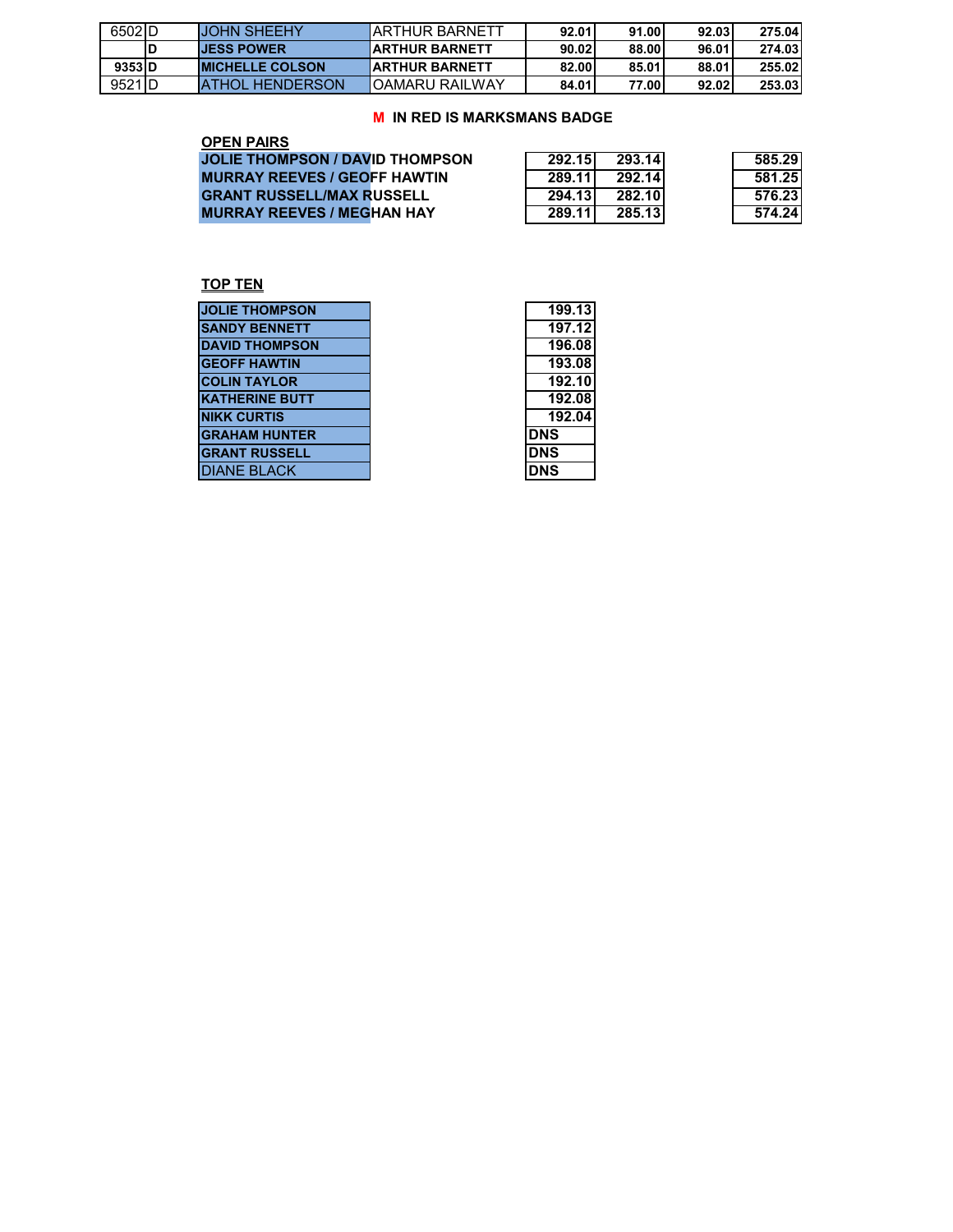| | | | | | | | |
|---|---|---|---|---|---|---|---|
| 6502 | D | JOHN SHEEHY | ARTHUR BARNETT | 92.01 | 91.00 | 92.03 | 275.04 |
| | D | JESS POWER | ARTHUR BARNETT | 90.02 | 88.00 | 96.01 | 274.03 |
| 9353 | D | MICHELLE COLSON | ARTHUR BARNETT | 82.00 | 85.01 | 88.01 | 255.02 |
| 9521 | D | ATHOL HENDERSON | OAMARU RAILWAY | 84.01 | 77.00 | 92.02 | 253.03 |

**M IN RED IS MARKSMANS BADGE**

**OPEN PAIRS**

| | | | |
|---|---|---|---|
| JOLIE THOMPSON / DAVID THOMPSON | 292.15 | 293.14 | 585.29 |
| MURRAY REEVES / GEOFF HAWTIN | 289.11 | 292.14 | 581.25 |
| GRANT RUSSELL/MAX RUSSELL | 294.13 | 282.10 | 576.23 |
| MURRAY REEVES / MEGHAN HAY | 289.11 | 285.13 | 574.24 |

**TOP TEN**

| | |
|---|---|
| JOLIE THOMPSON | 199.13 |
| SANDY BENNETT | 197.12 |
| DAVID THOMPSON | 196.08 |
| GEOFF HAWTIN | 193.08 |
| COLIN TAYLOR | 192.10 |
| KATHERINE BUTT | 192.08 |
| NIKK CURTIS | 192.04 |
| GRAHAM HUNTER | DNS |
| GRANT RUSSELL | DNS |
| DIANE BLACK | DNS |